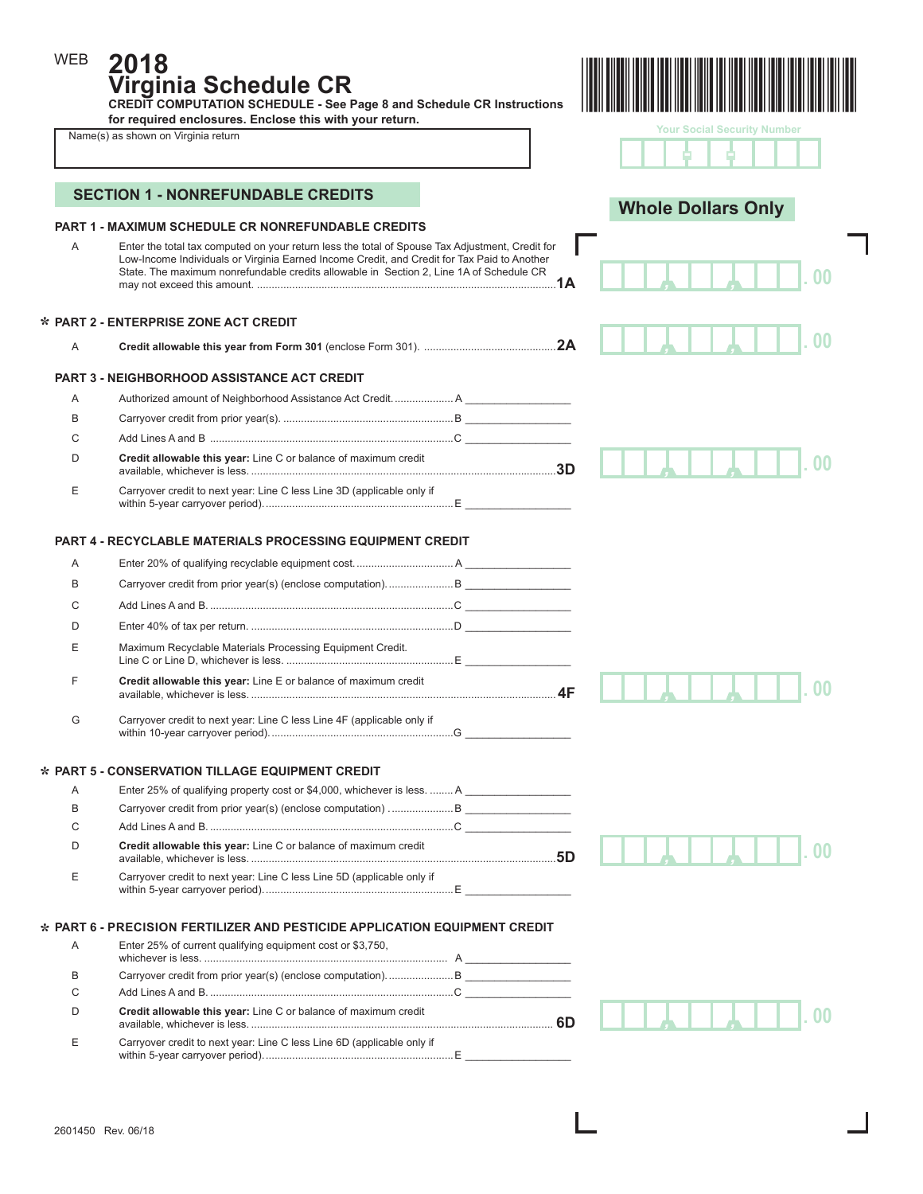WEB **2018**

# Virginia Schedule CR

**CREDIT COMPUTATION SCHEDULE - See Page 8 and Schedule CR Instructions for required enclosures. Enclose this with your return.**

Name(s) as shown on Virginia return

Your Social Security Number

**Whole Dollars Only**

## SECTION 1 - NONREFUNDABLE CREDITS

### PART 1 - MAXIMUM SCHEDULE CR NONREFUNDABLE CREDITS

A Enter the total tax computed on your return less the total of Spouse Tax Adjustment, Credit for Low-Income Individuals or Virginia Earned Income Credit, and Credit for Tax Paid to Another State. The maximum nonrefundable credits allowable in Section 2, Line 1A of Schedule CR may not exceed this amount. .......... **1A** .00

### * PART 2 - ENTERPRISE ZONE ACT CREDIT

A **Credit allowable this year from Form 301** (enclose Form 301). .......... **2A** .00

### PART 3 - NEIGHBORHOOD ASSISTANCE ACT CREDIT

A Authorized amount of Neighborhood Assistance Act Credit. .......... A ________

B Carryover credit from prior year(s). .......... B ________

C Add Lines A and B .......... C ________

D **Credit allowable this year:** Line C or balance of maximum credit available, whichever is less. .......... **3D** .00

E Carryover credit to next year: Line C less Line 3D (applicable only if within 5-year carryover period). .......... E ________

### PART 4 - RECYCLABLE MATERIALS PROCESSING EQUIPMENT CREDIT

A Enter 20% of qualifying recyclable equipment cost. .......... A ________

B Carryover credit from prior year(s) (enclose computation). .......... B ________

C Add Lines A and B. .......... C ________

D Enter 40% of tax per return. .......... D ________

E Maximum Recyclable Materials Processing Equipment Credit. Line C or Line D, whichever is less. .......... E ________

F **Credit allowable this year:** Line E or balance of maximum credit available, whichever is less. .......... **4F** .00

G Carryover credit to next year: Line C less Line 4F (applicable only if within 10-year carryover period). .......... G ________

### * PART 5 - CONSERVATION TILLAGE EQUIPMENT CREDIT

A Enter 25% of qualifying property cost or $4,000, whichever is less. .......... A ________

B Carryover credit from prior year(s) (enclose computation) .......... B ________

C Add Lines A and B. .......... C ________

D **Credit allowable this year:** Line C or balance of maximum credit available, whichever is less. .......... **5D** .00

E Carryover credit to next year: Line C less Line 5D (applicable only if within 5-year carryover period). .......... E ________

### * PART 6 - PRECISION FERTILIZER AND PESTICIDE APPLICATION EQUIPMENT CREDIT

A Enter 25% of current qualifying equipment cost or $3,750, whichever is less. .......... A ________

B Carryover credit from prior year(s) (enclose computation). .......... B ________

C Add Lines A and B. .......... C ________

D **Credit allowable this year:** Line C or balance of maximum credit available, whichever is less. .......... **6D** .00

E Carryover credit to next year: Line C less Line 6D (applicable only if within 5-year carryover period). .......... E ________

2601450 Rev. 06/18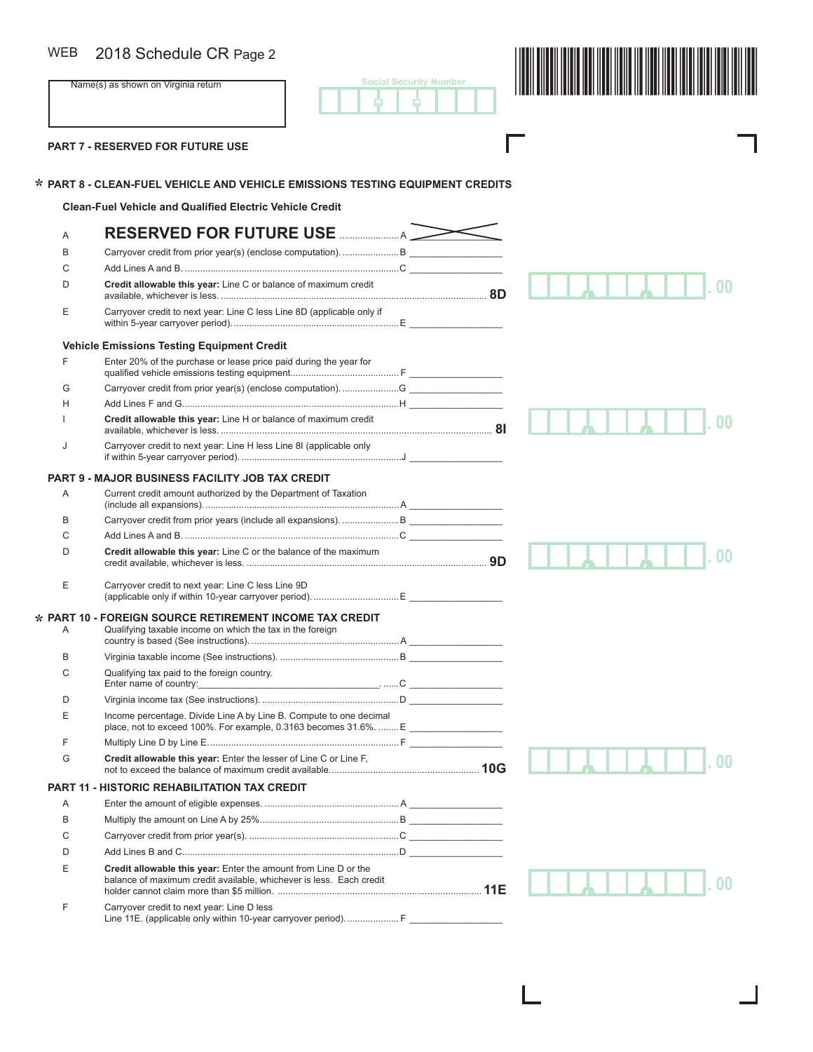WEB 2018 Schedule CR Page 2

Name(s) as shown on Virginia return

Social Security Number

## PART 7 - RESERVED FOR FUTURE USE

## * PART 8 - CLEAN-FUEL VEHICLE AND VEHICLE EMISSIONS TESTING EQUIPMENT CREDITS

### Clean-Fuel Vehicle and Qualified Electric Vehicle Credit

| Line | Description | Box | Amount |
|---|---|---|---|
| A | **RESERVED FOR FUTURE USE** | A | |
| B | Carryover credit from prior year(s) (enclose computation). | B | |
| C | Add Lines A and B. | C | |
| D | **Credit allowable this year:** Line C or balance of maximum credit available, whichever is less. | 8D | .00 |
| E | Carryover credit to next year: Line C less Line 8D (applicable only if within 5-year carryover period). | E | |

### Vehicle Emissions Testing Equipment Credit

| Line | Description | Box | Amount |
|---|---|---|---|
| F | Enter 20% of the purchase or lease price paid during the year for qualified vehicle emissions testing equipment. | F | |
| G | Carryover credit from prior year(s) (enclose computation). | G | |
| H | Add Lines F and G. | H | |
| I | **Credit allowable this year:** Line H or balance of maximum credit available, whichever is less. | 8I | .00 |
| J | Carryover credit to next year: Line H less Line 8I (applicable only if within 5-year carryover period). | J | |

## PART 9 - MAJOR BUSINESS FACILITY JOB TAX CREDIT

| Line | Description | Box | Amount |
|---|---|---|---|
| A | Current credit amount authorized by the Department of Taxation (include all expansions). | A | |
| B | Carryover credit from prior years (include all expansions). | B | |
| C | Add Lines A and B. | C | |
| D | **Credit allowable this year:** Line C or the balance of the maximum credit available, whichever is less. | 9D | .00 |
| E | Carryover credit to next year: Line C less Line 9D (applicable only if within 10-year carryover period). | E | |

## * PART 10 - FOREIGN SOURCE RETIREMENT INCOME TAX CREDIT

| Line | Description | Box | Amount |
|---|---|---|---|
| A | Qualifying taxable income on which the tax in the foreign country is based (See instructions). | A | |
| B | Virginia taxable income (See instructions). | B | |
| C | Qualifying tax paid to the foreign country. Enter name of country:____________________ | C | |
| D | Virginia income tax (See instructions). | D | |
| E | Income percentage. Divide Line A by Line B. Compute to one decimal place, not to exceed 100%. For example, 0.3163 becomes 31.6%. | E | |
| F | Multiply Line D by Line E. | F | |
| G | **Credit allowable this year:** Enter the lesser of Line C or Line F, not to exceed the balance of maximum credit available. | 10G | .00 |

## PART 11 - HISTORIC REHABILITATION TAX CREDIT

| Line | Description | Box | Amount |
|---|---|---|---|
| A | Enter the amount of eligible expenses. | A | |
| B | Multiply the amount on Line A by 25%. | B | |
| C | Carryover credit from prior year(s). | C | |
| D | Add Lines B and C. | D | |
| E | **Credit allowable this year:** Enter the amount from Line D or the balance of maximum credit available, whichever is less. Each credit holder cannot claim more than $5 million. | 11E | .00 |
| F | Carryover credit to next year: Line D less Line 11E. (applicable only within 10-year carryover period). | F | |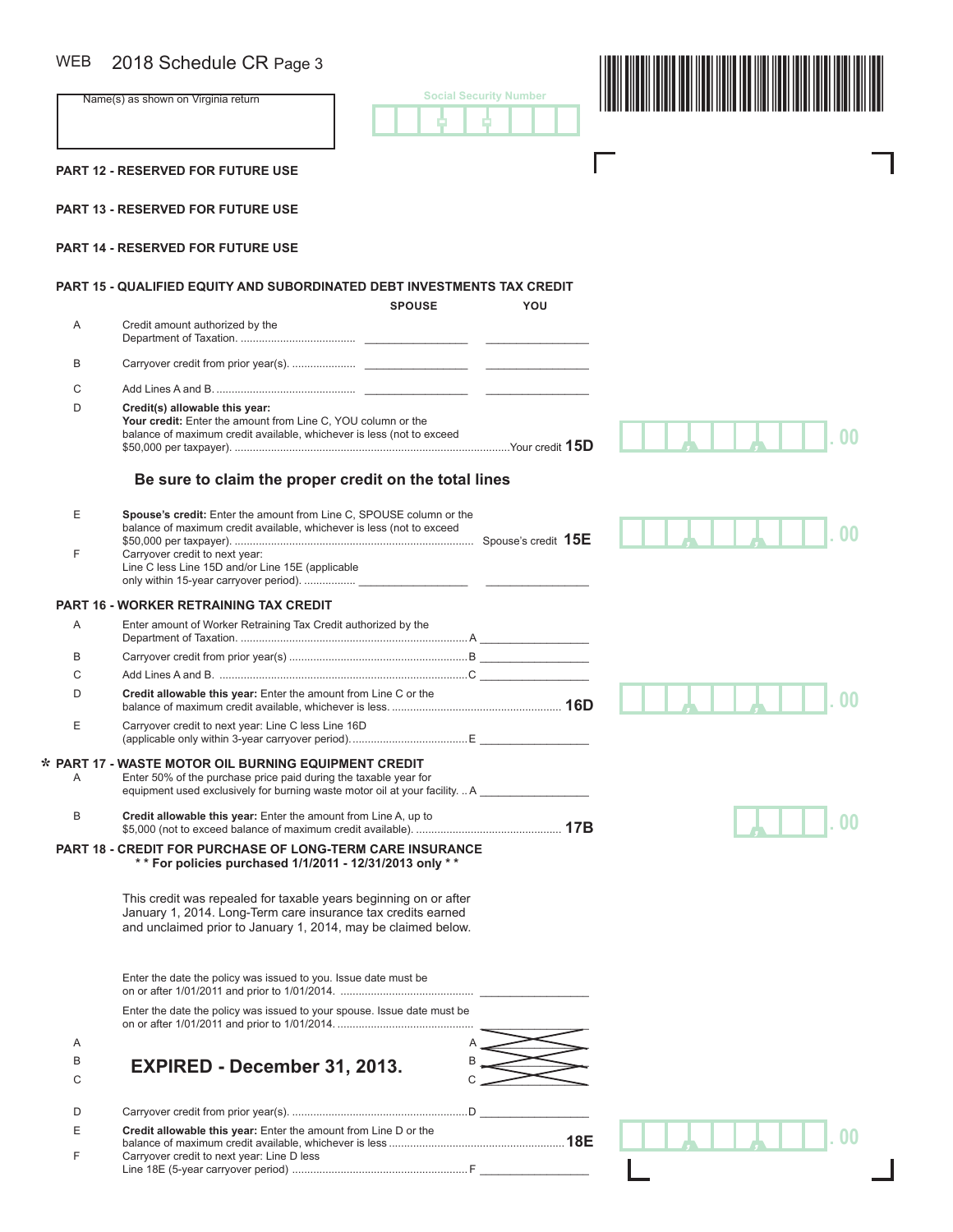WEB 2018 Schedule CR Page 3

Name(s) as shown on Virginia return

Social Security Number

**PART 12 - RESERVED FOR FUTURE USE**

**PART 13 - RESERVED FOR FUTURE USE**

**PART 14 - RESERVED FOR FUTURE USE**

**PART 15 - QUALIFIED EQUITY AND SUBORDINATED DEBT INVESTMENTS TAX CREDIT**

| | | SPOUSE | YOU |
|---|---|---|---|
| A | Credit amount authorized by the Department of Taxation. | \_\_\_\_\_\_\_\_\_\_ | \_\_\_\_\_\_\_\_\_\_ |
| B | Carryover credit from prior year(s). | \_\_\_\_\_\_\_\_\_\_ | \_\_\_\_\_\_\_\_\_\_ |
| C | Add Lines A and B. | \_\_\_\_\_\_\_\_\_\_ | \_\_\_\_\_\_\_\_\_\_ |

D **Credit(s) allowable this year:**
**Your credit:** Enter the amount from Line C, YOU column or the balance of maximum credit available, whichever is less (not to exceed $50,000 per taxpayer). ....................Your credit **15D** .00

**Be sure to claim the proper credit on the total lines**

E **Spouse's credit:** Enter the amount from Line C, SPOUSE column or the balance of maximum credit available, whichever is less (not to exceed $50,000 per taxpayer). .................... Spouse's credit **15E** .00

F Carryover credit to next year:
Line C less Line 15D and/or Line 15E (applicable only within 15-year carryover period). ................ \_\_\_\_\_\_\_\_\_\_ \_\_\_\_\_\_\_\_\_\_

**PART 16 - WORKER RETRAINING TAX CREDIT**

A Enter amount of Worker Retraining Tax Credit authorized by the Department of Taxation. .................... A \_\_\_\_\_\_\_\_\_\_

B Carryover credit from prior year(s) .................... B \_\_\_\_\_\_\_\_\_\_

C Add Lines A and B. .................... C \_\_\_\_\_\_\_\_\_\_

D **Credit allowable this year:** Enter the amount from Line C or the balance of maximum credit available, whichever is less. .................... **16D** .00

E Carryover credit to next year: Line C less Line 16D (applicable only within 3-year carryover period). .................... E \_\_\_\_\_\_\_\_\_\_

**\* PART 17 - WASTE MOTOR OIL BURNING EQUIPMENT CREDIT**

A Enter 50% of the purchase price paid during the taxable year for equipment used exclusively for burning waste motor oil at your facility. .. A \_\_\_\_\_\_\_\_\_\_

B **Credit allowable this year:** Enter the amount from Line A, up to $5,000 (not to exceed balance of maximum credit available). .................... **17B** .00

**PART 18 - CREDIT FOR PURCHASE OF LONG-TERM CARE INSURANCE**
**\* \* For policies purchased 1/1/2011 - 12/31/2013 only \* \***

This credit was repealed for taxable years beginning on or after January 1, 2014. Long-Term care insurance tax credits earned and unclaimed prior to January 1, 2014, may be claimed below.

Enter the date the policy was issued to you. Issue date must be on or after 1/01/2011 and prior to 1/01/2014. .................... \_\_\_\_\_\_\_\_\_\_

Enter the date the policy was issued to your spouse. Issue date must be on or after 1/01/2011 and prior to 1/01/2014. .................... \_\_\_\_\_\_\_\_\_\_

A
B **EXPIRED - December 31, 2013.**
C

D Carryover credit from prior year(s). .................... D \_\_\_\_\_\_\_\_\_\_

E **Credit allowable this year:** Enter the amount from Line D or the balance of maximum credit available, whichever is less .................... **18E** .00

F Carryover credit to next year: Line D less Line 18E (5-year carryover period) .................... F \_\_\_\_\_\_\_\_\_\_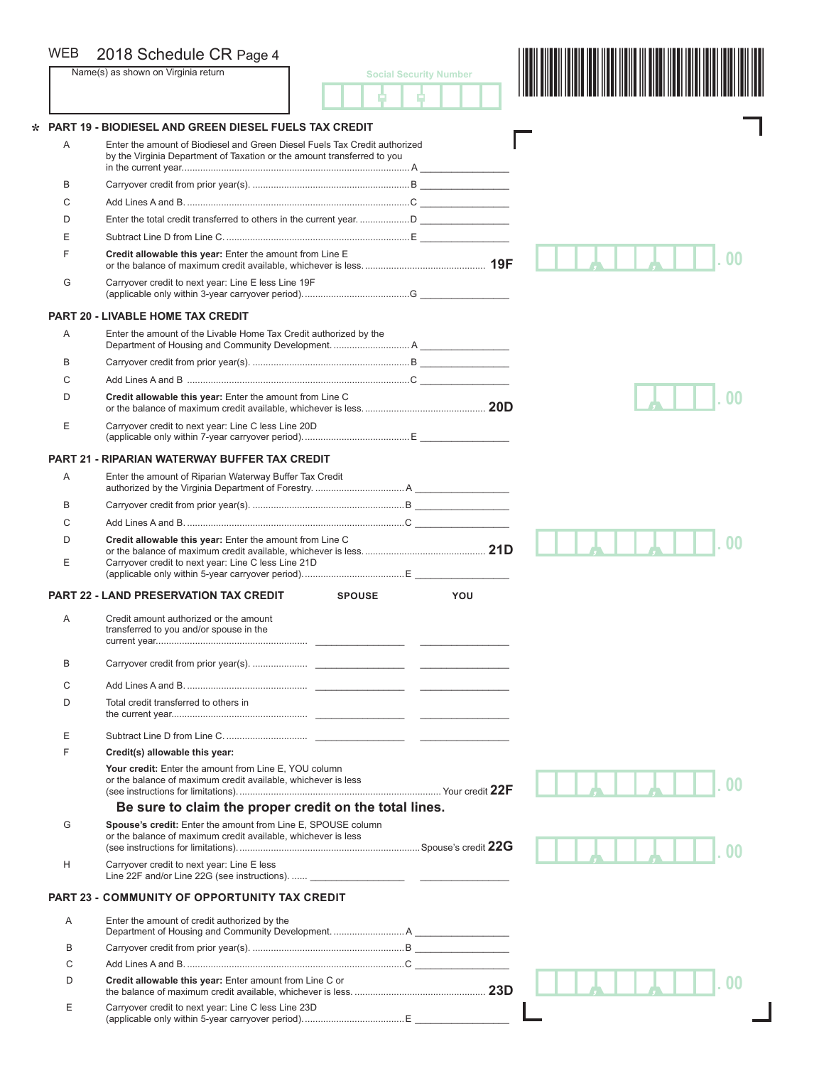WEB 2018 Schedule CR Page 4

Name(s) as shown on Virginia return

Social Security Number

## * PART 19 - BIODIESEL AND GREEN DIESEL FUELS TAX CREDIT

A Enter the amount of Biodiesel and Green Diesel Fuels Tax Credit authorized by the Virginia Department of Taxation or the amount transferred to you in the current year....................................................................................... A _______________

B Carryover credit from prior year(s). ........................................................... B _______________

C Add Lines A and B. ..................................................................................... C _______________

D Enter the total credit transferred to others in the current year. ................... D _______________

E Subtract Line D from Line C. ..................................................................... E _______________

F **Credit allowable this year:** Enter the amount from Line E or the balance of maximum credit available, whichever is less. ............................................. **19F** _______________ .00

G Carryover credit to next year: Line E less Line 19F (applicable only within 3-year carryover period). ........................................ G _______________

## PART 20 - LIVABLE HOME TAX CREDIT

A Enter the amount of the Livable Home Tax Credit authorized by the Department of Housing and Community Development. ............................ A _______________

B Carryover credit from prior year(s). ........................................................... B _______________

C Add Lines A and B ..................................................................................... C _______________

D **Credit allowable this year:** Enter the amount from Line C or the balance of maximum credit available, whichever is less. ............................................. **20D** _______________ .00

E Carryover credit to next year: Line C less Line 20D (applicable only within 7-year carryover period). ........................................ E _______________

## PART 21 - RIPARIAN WATERWAY BUFFER TAX CREDIT

A Enter the amount of Riparian Waterway Buffer Tax Credit authorized by the Virginia Department of Forestry. ................................. A _______________

B Carryover credit from prior year(s). ......................................................... B _______________

C Add Lines A and B. .................................................................................. C _______________

D **Credit allowable this year:** Enter the amount from Line C or the balance of maximum credit available, whichever is less. ............................................. **21D** _______________ .00

E Carryover credit to next year: Line C less Line 21D (applicable only within 5-year carryover period). ...................................... E _______________

## PART 22 - LAND PRESERVATION TAX CREDIT

| | | SPOUSE | YOU |
|---|---|---|---|
| A | Credit amount authorized or the amount transferred to you and/or spouse in the current year.......................................................... | _______________ | _______________ |
| B | Carryover credit from prior year(s). .................... | _______________ | _______________ |
| C | Add Lines A and B. ............................................. | _______________ | _______________ |
| D | Total credit transferred to others in the current year................................................... | _______________ | _______________ |
| E | Subtract Line D from Line C. ............................... | _______________ | _______________ |

F **Credit(s) allowable this year:**

**Your credit:** Enter the amount from Line E, YOU column or the balance of maximum credit available, whichever is less (see instructions for limitations). ............................................................................ Your credit **22F** _______________ .00

**Be sure to claim the proper credit on the total lines.**

G **Spouse's credit:** Enter the amount from Line E, SPOUSE column or the balance of maximum credit available, whichever is less (see instructions for limitations). .................................................................... Spouse's credit **22G** _______________ .00

H Carryover credit to next year: Line E less Line 22F and/or Line 22G (see instructions). ...... _______________ _______________

## PART 23 - COMMUNITY OF OPPORTUNITY TAX CREDIT

A Enter the amount of credit authorized by the Department of Housing and Community Development. .......................... A _______________

B Carryover credit from prior year(s). ......................................................... B _______________

C Add Lines A and B. .................................................................................. C _______________

D **Credit allowable this year:** Enter amount from Line C or the balance of maximum credit available, whichever is less. ................................................. **23D** _______________ .00

E Carryover credit to next year: Line C less Line 23D (applicable only within 5-year carryover period). ...................................... E _______________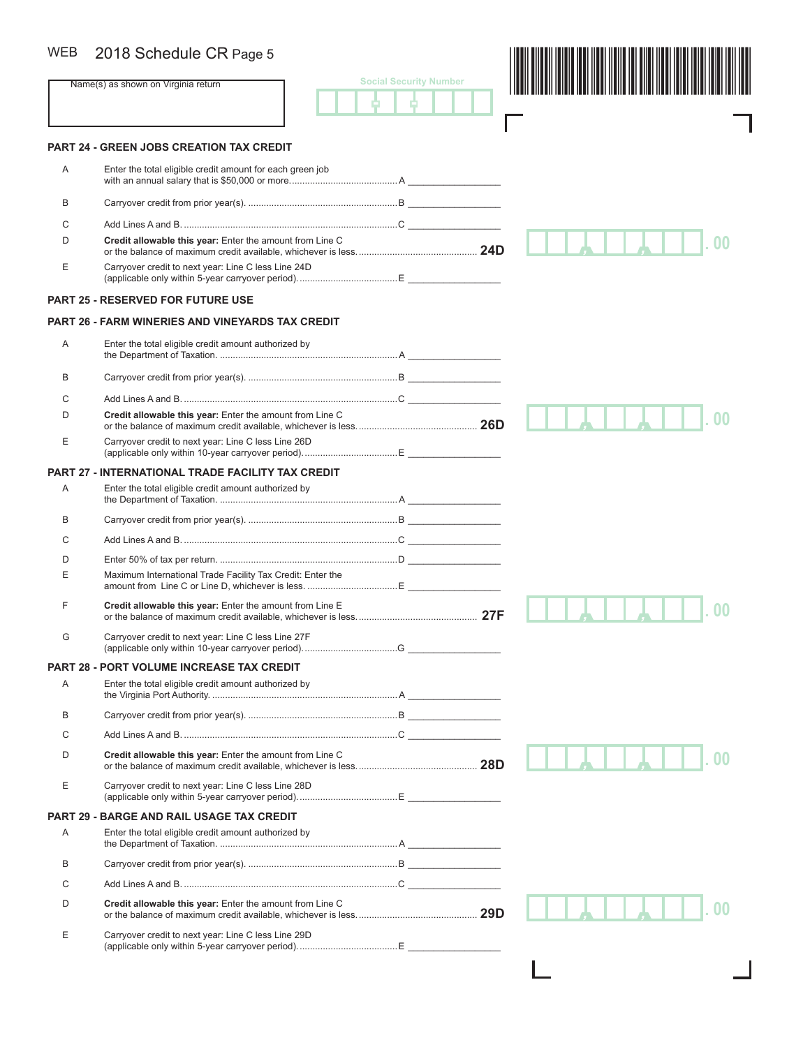WEB 2018 Schedule CR Page 5

Name(s) as shown on Virginia return

Social Security Number

## PART 24 - GREEN JOBS CREATION TAX CREDIT

A Enter the total eligible credit amount for each green job with an annual salary that is $50,000 or more.......................................... A ________________

B Carryover credit from prior year(s). ......................................................... B ________________

C Add Lines A and B. .................................................................................. C ________________

D **Credit allowable this year:** Enter the amount from Line C or the balance of maximum credit available, whichever is less. ............................................. **24D** .00

E Carryover credit to next year: Line C less Line 24D (applicable only within 5-year carryover period). ...................................... E ________________

## PART 25 - RESERVED FOR FUTURE USE

## PART 26 - FARM WINERIES AND VINEYARDS TAX CREDIT

A Enter the total eligible credit amount authorized by the Department of Taxation. .................................................................... A ________________

B Carryover credit from prior year(s). ......................................................... B ________________

C Add Lines A and B. .................................................................................. C ________________

D **Credit allowable this year:** Enter the amount from Line C or the balance of maximum credit available, whichever is less. ............................................. **26D** .00

E Carryover credit to next year: Line C less Line 26D (applicable only within 10-year carryover period). .................................... E ________________

## PART 27 - INTERNATIONAL TRADE FACILITY TAX CREDIT

A Enter the total eligible credit amount authorized by the Department of Taxation. .................................................................... A ________________

B Carryover credit from prior year(s). ......................................................... B ________________

C Add Lines A and B. .................................................................................. C ________________

D Enter 50% of tax per return. .................................................................... D ________________

E Maximum International Trade Facility Tax Credit: Enter the amount from Line C or Line D, whichever is less. .................................. E ________________

F **Credit allowable this year:** Enter the amount from Line E or the balance of maximum credit available, whichever is less. ............................................. **27F** .00

G Carryover credit to next year: Line C less Line 27F (applicable only within 10-year carryover period). .................................... G ________________

## PART 28 - PORT VOLUME INCREASE TAX CREDIT

A Enter the total eligible credit amount authorized by the Virginia Port Authority. ....................................................................... A ________________

B Carryover credit from prior year(s). ......................................................... B ________________

C Add Lines A and B. .................................................................................. C ________________

D **Credit allowable this year:** Enter the amount from Line C or the balance of maximum credit available, whichever is less. ............................................. **28D** .00

E Carryover credit to next year: Line C less Line 28D (applicable only within 5-year carryover period). ...................................... E ________________

## PART 29 - BARGE AND RAIL USAGE TAX CREDIT

A Enter the total eligible credit amount authorized by the Department of Taxation. .................................................................... A ________________

B Carryover credit from prior year(s). ......................................................... B ________________

C Add Lines A and B. .................................................................................. C ________________

D **Credit allowable this year:** Enter the amount from Line C or the balance of maximum credit available, whichever is less. ............................................. **29D** .00

E Carryover credit to next year: Line C less Line 29D (applicable only within 5-year carryover period). ...................................... E ________________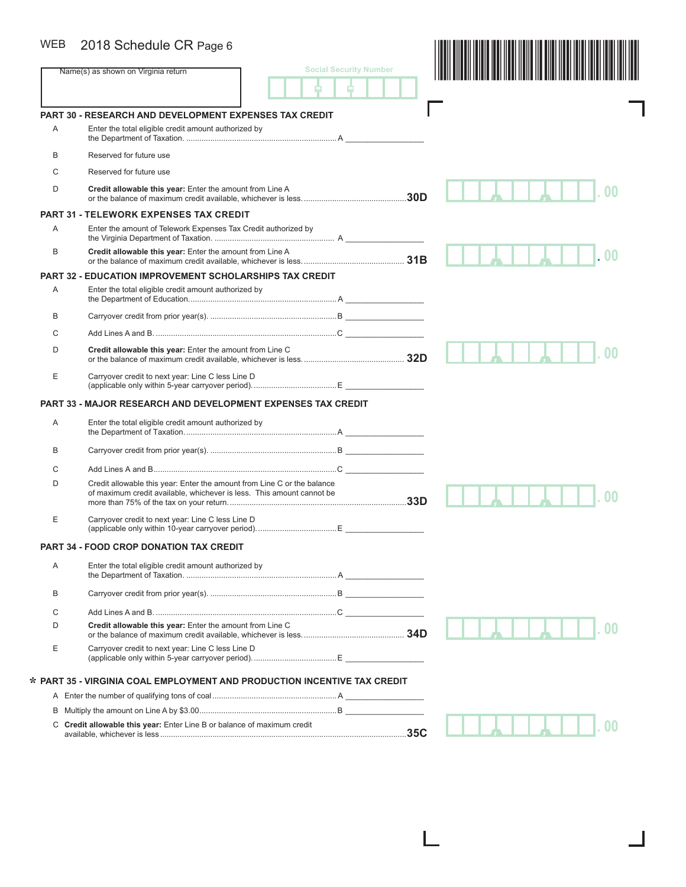WEB 2018 Schedule CR Page 6

Name(s) as shown on Virginia return

Social Security Number

## PART 30 - RESEARCH AND DEVELOPMENT EXPENSES TAX CREDIT

A Enter the total eligible credit amount authorized by the Department of Taxation. .......... A _______________

B Reserved for future use

C Reserved for future use

D **Credit allowable this year:** Enter the amount from Line A or the balance of maximum credit available, whichever is less. .......... 30D _______________ .00

## PART 31 - TELEWORK EXPENSES TAX CREDIT

A Enter the amount of Telework Expenses Tax Credit authorized by the Virginia Department of Taxation. .......... A _______________

B **Credit allowable this year:** Enter the amount from Line A or the balance of maximum credit available, whichever is less. .......... 31B _______________ .00

## PART 32 - EDUCATION IMPROVEMENT SCHOLARSHIPS TAX CREDIT

A Enter the total eligible credit amount authorized by the Department of Education. .......... A _______________

B Carryover credit from prior year(s). .......... B _______________

C Add Lines A and B. .......... C _______________

D **Credit allowable this year:** Enter the amount from Line C or the balance of maximum credit available, whichever is less. .......... 32D _______________ .00

E Carryover credit to next year: Line C less Line D (applicable only within 5-year carryover period). .......... E _______________

## PART 33 - MAJOR RESEARCH AND DEVELOPMENT EXPENSES TAX CREDIT

A Enter the total eligible credit amount authorized by the Department of Taxation. .......... A _______________

B Carryover credit from prior year(s). .......... B _______________

C Add Lines A and B .......... C _______________

D Credit allowable this year: Enter the amount from Line C or the balance of maximum credit available, whichever is less. This amount cannot be more than 75% of the tax on your return. .......... 33D _______________ .00

E Carryover credit to next year: Line C less Line D (applicable only within 10-year carryover period). .......... E _______________

## PART 34 - FOOD CROP DONATION TAX CREDIT

A Enter the total eligible credit amount authorized by the Department of Taxation. .......... A _______________

B Carryover credit from prior year(s). .......... B _______________

C Add Lines A and B. .......... C _______________

D **Credit allowable this year:** Enter the amount from Line C or the balance of maximum credit available, whichever is less. .......... 34D _______________ .00

E Carryover credit to next year: Line C less Line D (applicable only within 5-year carryover period). .......... E _______________

## * PART 35 - VIRGINIA COAL EMPLOYMENT AND PRODUCTION INCENTIVE TAX CREDIT

A Enter the number of qualifying tons of coal .......... A _______________

B Multiply the amount on Line A by $3.00 .......... B _______________

C **Credit allowable this year:** Enter Line B or balance of maximum credit available, whichever is less .......... 35C _______________ .00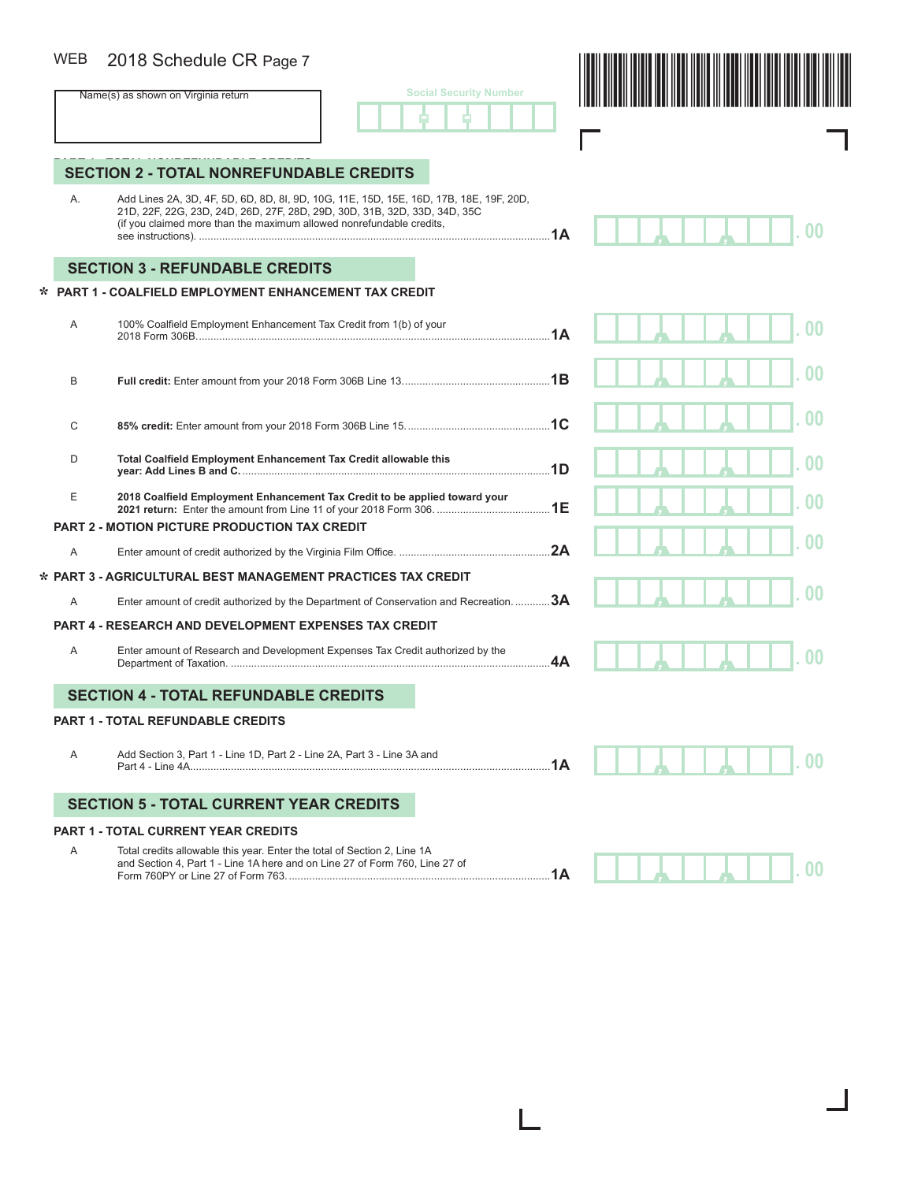WEB 2018 Schedule CR Page 7

Name(s) as shown on Virginia return

Social Security Number

## SECTION 2 - TOTAL NONREFUNDABLE CREDITS

A. Add Lines 2A, 3D, 4F, 5D, 6D, 8D, 8I, 9D, 10G, 11E, 15D, 15E, 16D, 17B, 18E, 19F, 20D, 21D, 22F, 22G, 23D, 24D, 26D, 27F, 28D, 29D, 30D, 31B, 32D, 33D, 34D, 35C (if you claimed more than the maximum allowed nonrefundable credits, see instructions). .......... **1A** ____ .00

## SECTION 3 - REFUNDABLE CREDITS

**\* PART 1 - COALFIELD EMPLOYMENT ENHANCEMENT TAX CREDIT**

A 100% Coalfield Employment Enhancement Tax Credit from 1(b) of your 2018 Form 306B. .......... **1A** ____ .00

B **Full credit:** Enter amount from your 2018 Form 306B Line 13. .......... **1B** ____ .00

C **85% credit:** Enter amount from your 2018 Form 306B Line 15. .......... **1C** ____ .00

D **Total Coalfield Employment Enhancement Tax Credit allowable this year: Add Lines B and C.** .......... **1D** ____ .00

E **2018 Coalfield Employment Enhancement Tax Credit to be applied toward your 2021 return:** Enter the amount from Line 11 of your 2018 Form 306. .......... **1E** ____ .00

**PART 2 - MOTION PICTURE PRODUCTION TAX CREDIT**

A Enter amount of credit authorized by the Virginia Film Office. .......... **2A** ____ .00

**\* PART 3 - AGRICULTURAL BEST MANAGEMENT PRACTICES TAX CREDIT**

A Enter amount of credit authorized by the Department of Conservation and Recreation. .......... **3A** ____ .00

**PART 4 - RESEARCH AND DEVELOPMENT EXPENSES TAX CREDIT**

A Enter amount of Research and Development Expenses Tax Credit authorized by the Department of Taxation. .......... **4A** ____ .00

## SECTION 4 - TOTAL REFUNDABLE CREDITS

**PART 1 - TOTAL REFUNDABLE CREDITS**

A Add Section 3, Part 1 - Line 1D, Part 2 - Line 2A, Part 3 - Line 3A and Part 4 - Line 4A. .......... **1A** ____ .00

## SECTION 5 - TOTAL CURRENT YEAR CREDITS

**PART 1 - TOTAL CURRENT YEAR CREDITS**

A Total credits allowable this year. Enter the total of Section 2, Line 1A and Section 4, Part 1 - Line 1A here and on Line 27 of Form 760, Line 27 of Form 760PY or Line 27 of Form 763. .......... **1A** ____ .00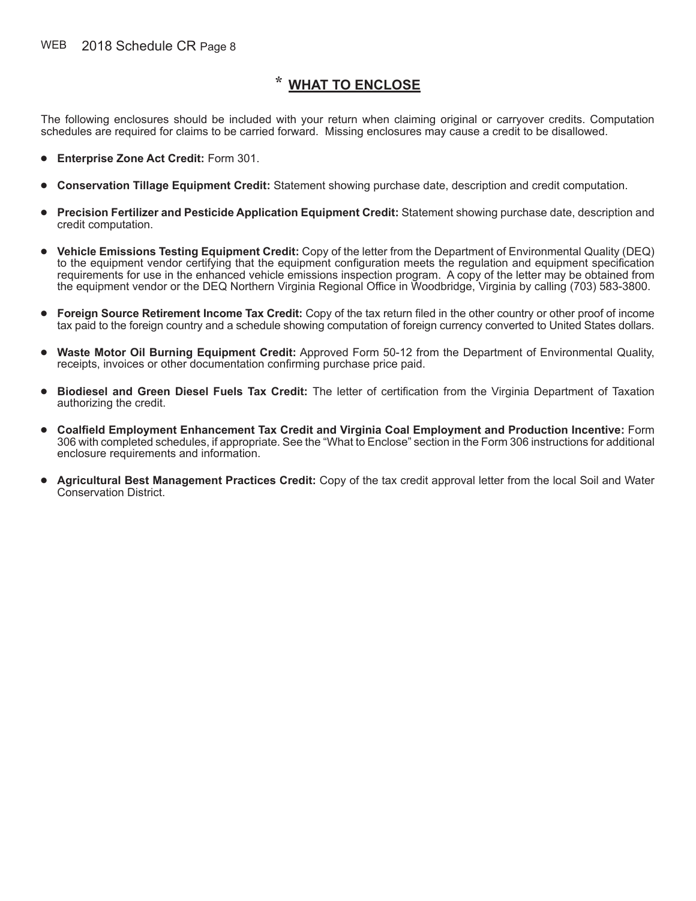## * WHAT TO ENCLOSE

The following enclosures should be included with your return when claiming original or carryover credits. Computation schedules are required for claims to be carried forward. Missing enclosures may cause a credit to be disallowed.

- **Enterprise Zone Act Credit:** Form 301.
- **Conservation Tillage Equipment Credit:** Statement showing purchase date, description and credit computation.
- **Precision Fertilizer and Pesticide Application Equipment Credit:** Statement showing purchase date, description and credit computation.
- **Vehicle Emissions Testing Equipment Credit:** Copy of the letter from the Department of Environmental Quality (DEQ) to the equipment vendor certifying that the equipment configuration meets the regulation and equipment specification requirements for use in the enhanced vehicle emissions inspection program. A copy of the letter may be obtained from the equipment vendor or the DEQ Northern Virginia Regional Office in Woodbridge, Virginia by calling (703) 583-3800.
- **Foreign Source Retirement Income Tax Credit:** Copy of the tax return filed in the other country or other proof of income tax paid to the foreign country and a schedule showing computation of foreign currency converted to United States dollars.
- **Waste Motor Oil Burning Equipment Credit:** Approved Form 50-12 from the Department of Environmental Quality, receipts, invoices or other documentation confirming purchase price paid.
- **Biodiesel and Green Diesel Fuels Tax Credit:** The letter of certification from the Virginia Department of Taxation authorizing the credit.
- **Coalfield Employment Enhancement Tax Credit and Virginia Coal Employment and Production Incentive:** Form 306 with completed schedules, if appropriate. See the "What to Enclose" section in the Form 306 instructions for additional enclosure requirements and information.
- **Agricultural Best Management Practices Credit:** Copy of the tax credit approval letter from the local Soil and Water Conservation District.